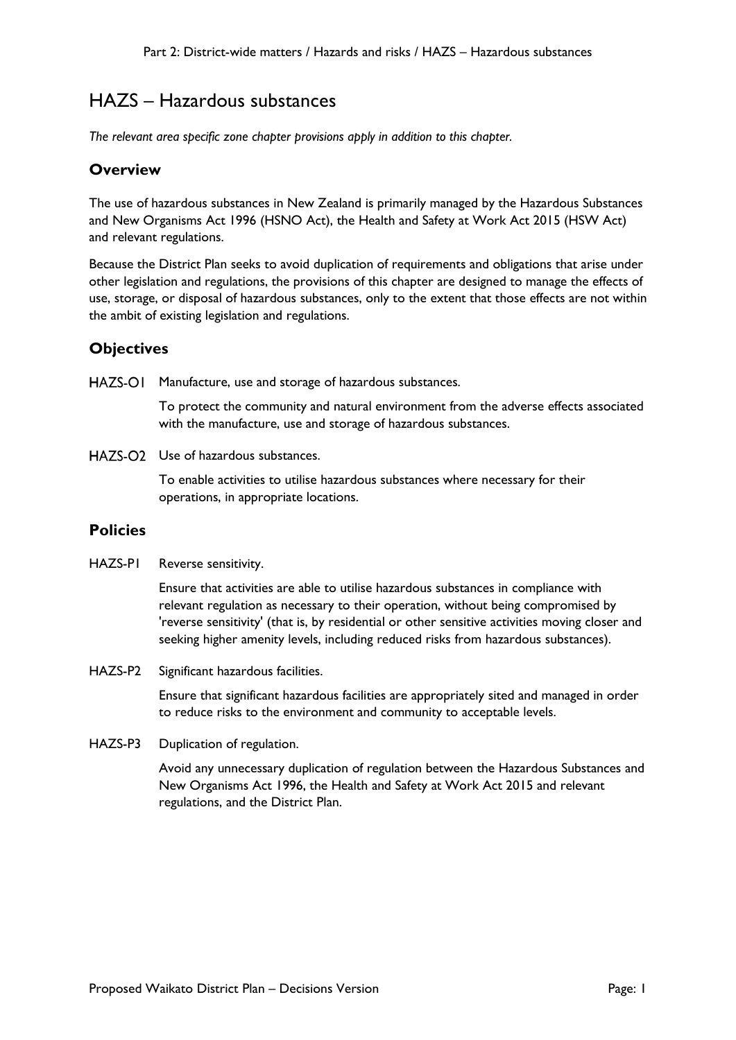# HAZS – Hazardous substances

*The relevant area specific zone chapter provisions apply in addition to this chapter.*

## Overview

The use of hazardous substances in New Zealand is primarily managed by the Hazardous Substances and New Organisms Act 1996 (HSNO Act), the Health and Safety at Work Act 2015 (HSW Act) and relevant regulations.

Because the District Plan seeks to avoid duplication of requirements and obligations that arise under other legislation and regulations, the provisions of this chapter are designed to manage the effects of use, storage, or disposal of hazardous substances, only to the extent that those effects are not within the ambit of existing legislation and regulations.

## Objectives

HAZS-O1 Manufacture, use and storage of hazardous substances.

To protect the community and natural environment from the adverse effects associated with the manufacture, use and storage of hazardous substances.

HAZS-O2 Use of hazardous substances.

To enable activities to utilise hazardous substances where necessary for their operations, in appropriate locations.

## Policies

HAZS-P1 Reverse sensitivity.

Ensure that activities are able to utilise hazardous substances in compliance with relevant regulation as necessary to their operation, without being compromised by 'reverse sensitivity' (that is, by residential or other sensitive activities moving closer and seeking higher amenity levels, including reduced risks from hazardous substances).

HAZS-P2 Significant hazardous facilities.

Ensure that significant hazardous facilities are appropriately sited and managed in order to reduce risks to the environment and community to acceptable levels.

HAZS-P3 Duplication of regulation.

Avoid any unnecessary duplication of regulation between the Hazardous Substances and New Organisms Act 1996, the Health and Safety at Work Act 2015 and relevant regulations, and the District Plan.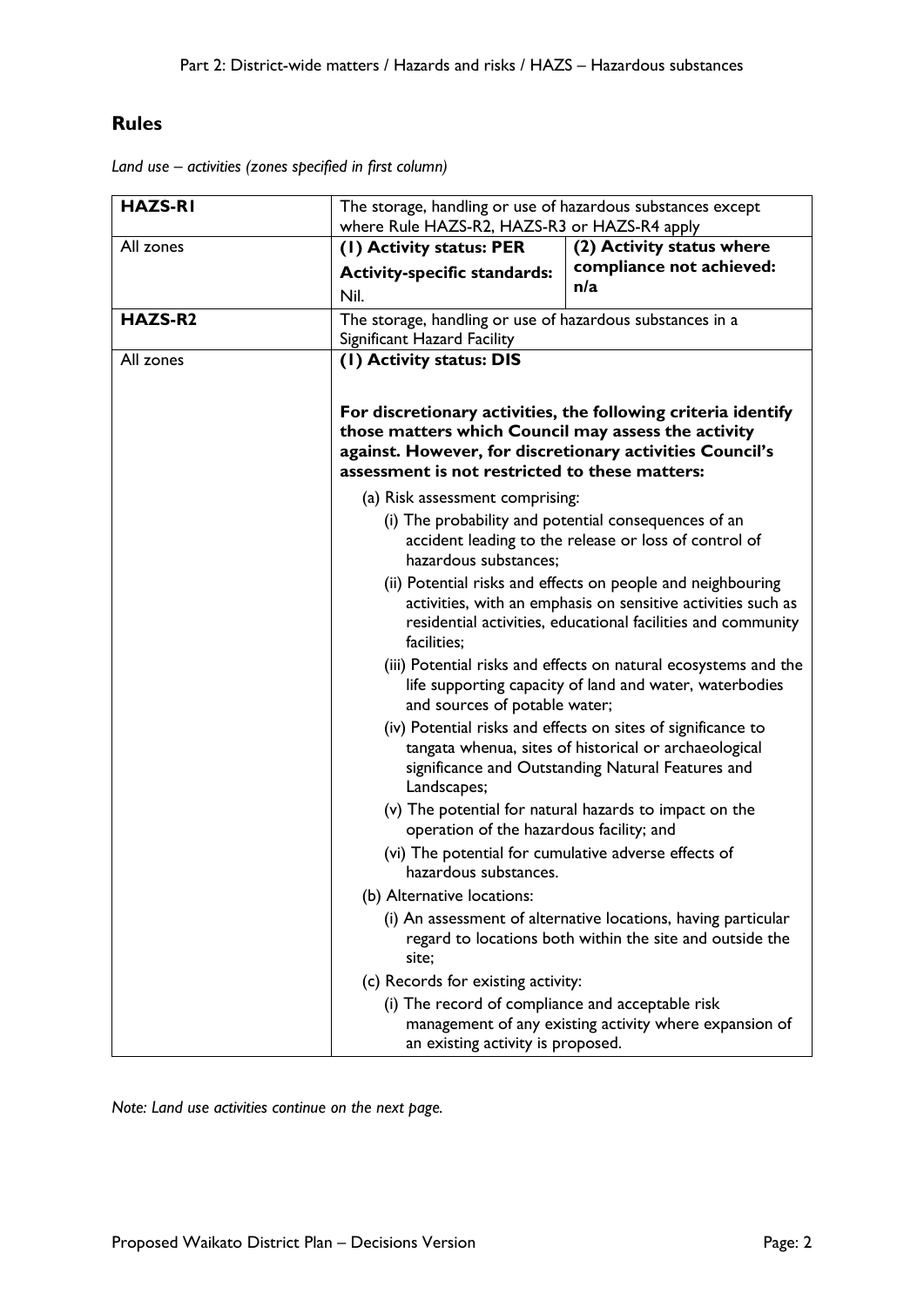## Rules

*Land use – activities (zones specified in first column)*

| **HAZS-R1** | The storage, handling or use of hazardous substances except where Rule HAZS-R2, HAZS-R3 or HAZS-R4 apply | |
|---|---|---|
| All zones | **(1) Activity status: PER**<br><br>**Activity-specific standards:**<br><br>Nil. | **(2) Activity status where compliance not achieved: n/a** |
| **HAZS-R2** | The storage, handling or use of hazardous substances in a Significant Hazard Facility | |
| All zones | **(1) Activity status: DIS**<br><br>**For discretionary activities, the following criteria identify those matters which Council may assess the activity against. However, for discretionary activities Council's assessment is not restricted to these matters:**<br><br>(a) Risk assessment comprising:<br>(i) The probability and potential consequences of an accident leading to the release or loss of control of hazardous substances;<br>(ii) Potential risks and effects on people and neighbouring activities, with an emphasis on sensitive activities such as residential activities, educational facilities and community facilities;<br>(iii) Potential risks and effects on natural ecosystems and the life supporting capacity of land and water, waterbodies and sources of potable water;<br>(iv) Potential risks and effects on sites of significance to tangata whenua, sites of historical or archaeological significance and Outstanding Natural Features and Landscapes;<br>(v) The potential for natural hazards to impact on the operation of the hazardous facility; and<br>(vi) The potential for cumulative adverse effects of hazardous substances.<br><br>(b) Alternative locations:<br>(i) An assessment of alternative locations, having particular regard to locations both within the site and outside the site;<br><br>(c) Records for existing activity:<br>(i) The record of compliance and acceptable risk management of any existing activity where expansion of an existing activity is proposed. | |

*Note: Land use activities continue on the next page.*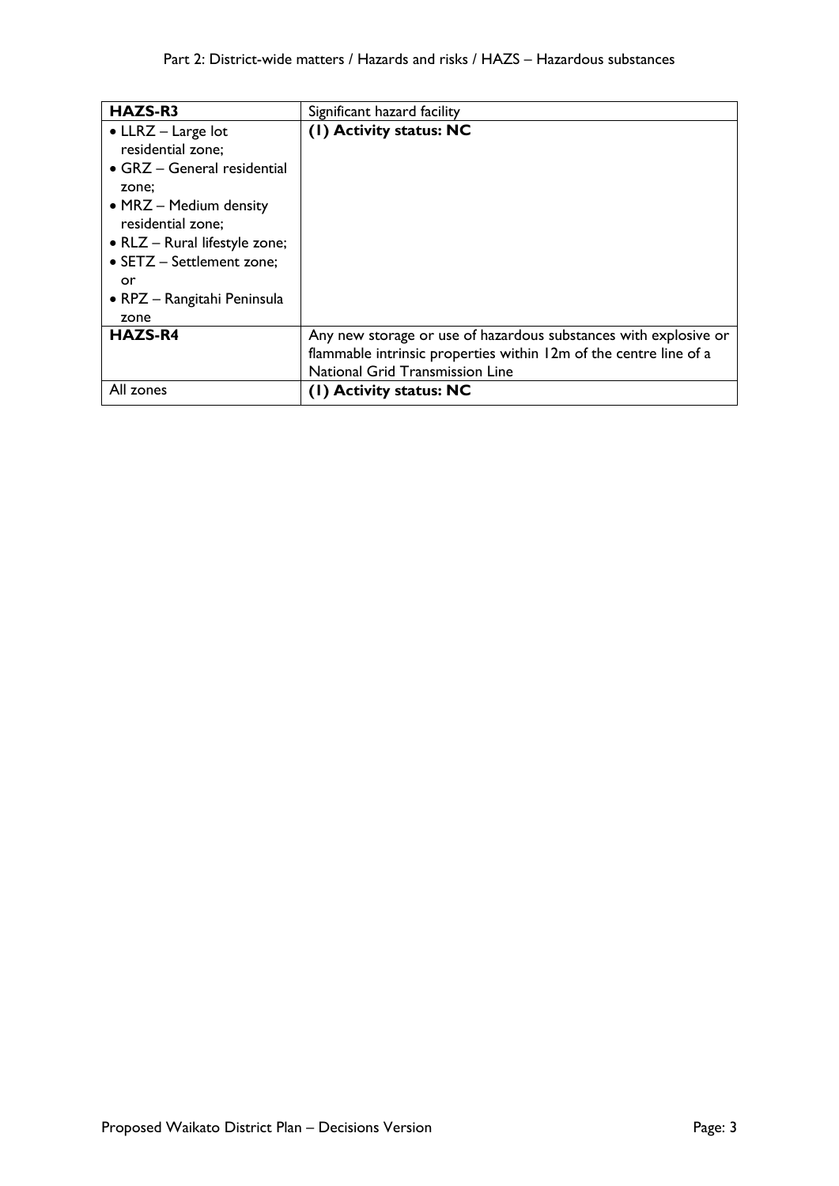| | |
|---|---|
| **HAZS-R3** | Significant hazard facility |
| • LLRZ – Large lot residential zone;<br>• GRZ – General residential zone;<br>• MRZ – Medium density residential zone;<br>• RLZ – Rural lifestyle zone;<br>• SETZ – Settlement zone; or<br>• RPZ – Rangitahi Peninsula zone | **(1) Activity status: NC** |
| **HAZS-R4** | Any new storage or use of hazardous substances with explosive or flammable intrinsic properties within 12m of the centre line of a National Grid Transmission Line |
| All zones | **(1) Activity status: NC** |